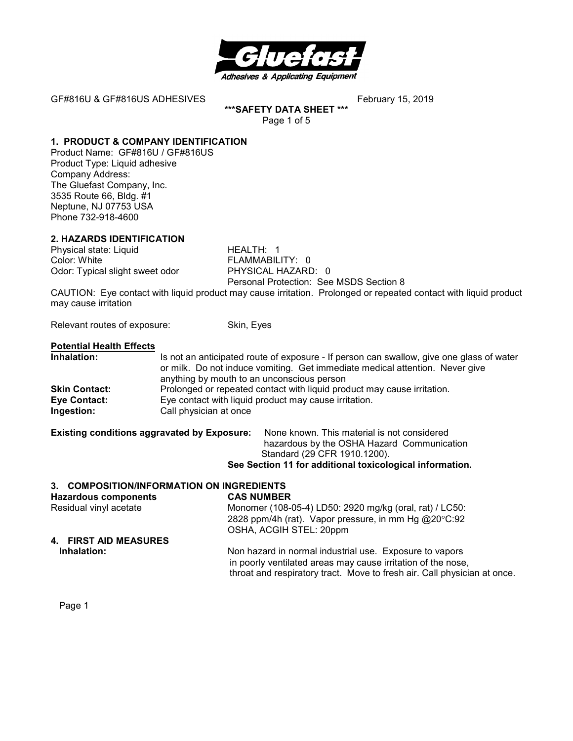GF#816U & GF#816US ADHESIVES February 15, 2019

**\*\*\*SAFETY DATA SHEET \*\*\***

## 1. PRODUCT & COMPANY IDENTIFICATION

Product Name: GF#816U / GF#816US
Product Type: Liquid adhesive
Company Address:
The Gluefast Company, Inc.
3535 Route 66, Bldg. #1
Neptune, NJ 07753 USA
Phone 732-918-4600

## 2. HAZARDS IDENTIFICATION

| | |
|---|---|
| Physical state: Liquid | HEALTH: 1 |
| Color: White | FLAMMABILITY: 0 |
| Odor: Typical slight sweet odor | PHYSICAL HAZARD: 0 |
| | Personal Protection: See MSDS Section 8 |

CAUTION: Eye contact with liquid product may cause irritation. Prolonged or repeated contact with liquid product may cause irritation

Relevant routes of exposure: Skin, Eyes

**Potential Health Effects**

**Inhalation:** Is not an anticipated route of exposure - If person can swallow, give one glass of water or milk. Do not induce vomiting. Get immediate medical attention. Never give anything by mouth to an unconscious person

**Skin Contact:** Prolonged or repeated contact with liquid product may cause irritation.

**Eye Contact:** Eye contact with liquid product may cause irritation.

**Ingestion:** Call physician at once

**Existing conditions aggravated by Exposure:** None known. This material is not considered hazardous by the OSHA Hazard Communication Standard (29 CFR 1910.1200).

**See Section 11 for additional toxicological information.**

## 3. COMPOSITION/INFORMATION ON INGREDIENTS

| **Hazardous components** | **CAS NUMBER** |
|---|---|
| Residual vinyl acetate | Monomer (108-05-4) LD50: 2920 mg/kg (oral, rat) / LC50: 2828 ppm/4h (rat). Vapor pressure, in mm Hg @20°C:92 OSHA, ACGIH STEL: 20ppm |

## 4. FIRST AID MEASURES

**Inhalation:** Non hazard in normal industrial use. Exposure to vapors in poorly ventilated areas may cause irritation of the nose, throat and respiratory tract. Move to fresh air. Call physician at once.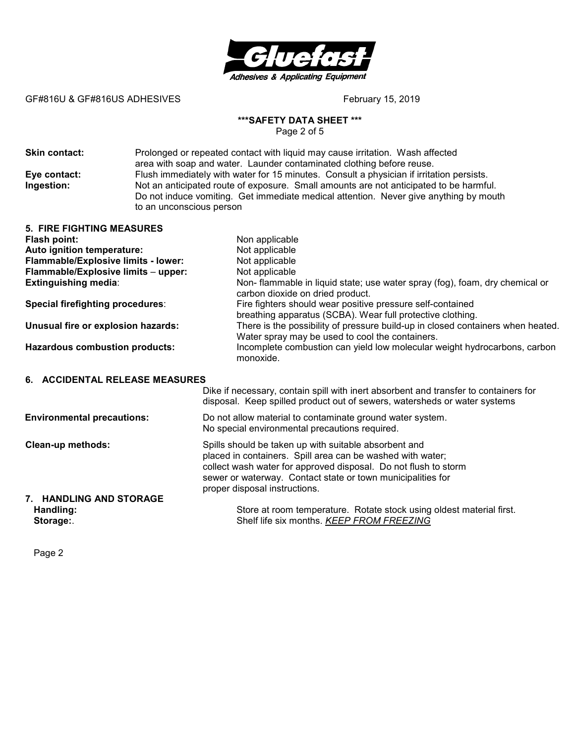**Skin contact:** Prolonged or repeated contact with liquid may cause irritation. Wash affected area with soap and water. Launder contaminated clothing before reuse.

**Eye contact:** Flush immediately with water for 15 minutes. Consult a physician if irritation persists.

**Ingestion:** Not an anticipated route of exposure. Small amounts are not anticipated to be harmful. Do not induce vomiting. Get immediate medical attention. Never give anything by mouth to an unconscious person

## 5. FIRE FIGHTING MEASURES

**Flash point:** Non applicable

**Auto ignition temperature:** Not applicable

**Flammable/Explosive limits - lower:** Not applicable

**Flammable/Explosive limits – upper:** Not applicable

**Extinguishing media**: Non- flammable in liquid state; use water spray (fog), foam, dry chemical or carbon dioxide on dried product.

**Special firefighting procedures**: Fire fighters should wear positive pressure self-contained breathing apparatus (SCBA). Wear full protective clothing.

**Unusual fire or explosion hazards:** There is the possibility of pressure build-up in closed containers when heated. Water spray may be used to cool the containers.

**Hazardous combustion products:** Incomplete combustion can yield low molecular weight hydrocarbons, carbon monoxide.

## 6. ACCIDENTAL RELEASE MEASURES

Dike if necessary, contain spill with inert absorbent and transfer to containers for disposal. Keep spilled product out of sewers, watersheds or water systems

**Environmental precautions:** Do not allow material to contaminate ground water system. No special environmental precautions required.

**Clean-up methods:** Spills should be taken up with suitable absorbent and placed in containers. Spill area can be washed with water; collect wash water for approved disposal. Do not flush to storm sewer or waterway. Contact state or town municipalities for proper disposal instructions.

## 7. HANDLING AND STORAGE

**Handling:** Store at room temperature. Rotate stock using oldest material first.

**Storage:**. Shelf life six months. *KEEP FROM FREEZING*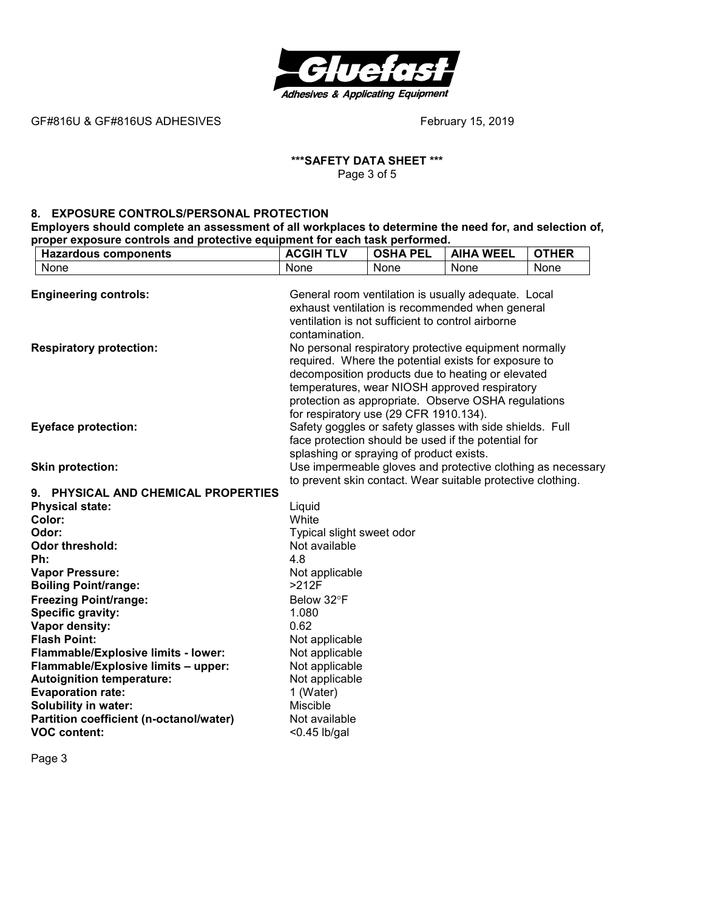## 8. EXPOSURE CONTROLS/PERSONAL PROTECTION

**Employers should complete an assessment of all workplaces to determine the need for, and selection of, proper exposure controls and protective equipment for each task performed.**

| Hazardous components | ACGIH TLV | OSHA PEL | AIHA WEEL | OTHER |
|---|---|---|---|---|
| None | None | None | None | None |

**Engineering controls:** General room ventilation is usually adequate. Local exhaust ventilation is recommended when general ventilation is not sufficient to control airborne contamination.

**Respiratory protection:** No personal respiratory protective equipment normally required. Where the potential exists for exposure to decomposition products due to heating or elevated temperatures, wear NIOSH approved respiratory protection as appropriate. Observe OSHA regulations for respiratory use (29 CFR 1910.134).

**Eyeface protection:** Safety goggles or safety glasses with side shields. Full face protection should be used if the potential for splashing or spraying of product exists.

**Skin protection:** Use impermeable gloves and protective clothing as necessary to prevent skin contact. Wear suitable protective clothing.

## 9. PHYSICAL AND CHEMICAL PROPERTIES

**Physical state:** Liquid
**Color:** White
**Odor:** Typical slight sweet odor
**Odor threshold:** Not available
**Ph:** 4.8
**Vapor Pressure:** Not applicable
**Boiling Point/range:** >212F
**Freezing Point/range:** Below 32°F
**Specific gravity:** 1.080
**Vapor density:** 0.62
**Flash Point:** Not applicable
**Flammable/Explosive limits - lower:** Not applicable
**Flammable/Explosive limits – upper:** Not applicable
**Autoignition temperature:** Not applicable
**Evaporation rate:** 1 (Water)
**Solubility in water:** Miscible
**Partition coefficient (n-octanol/water)** Not available
**VOC content:** <0.45 lb/gal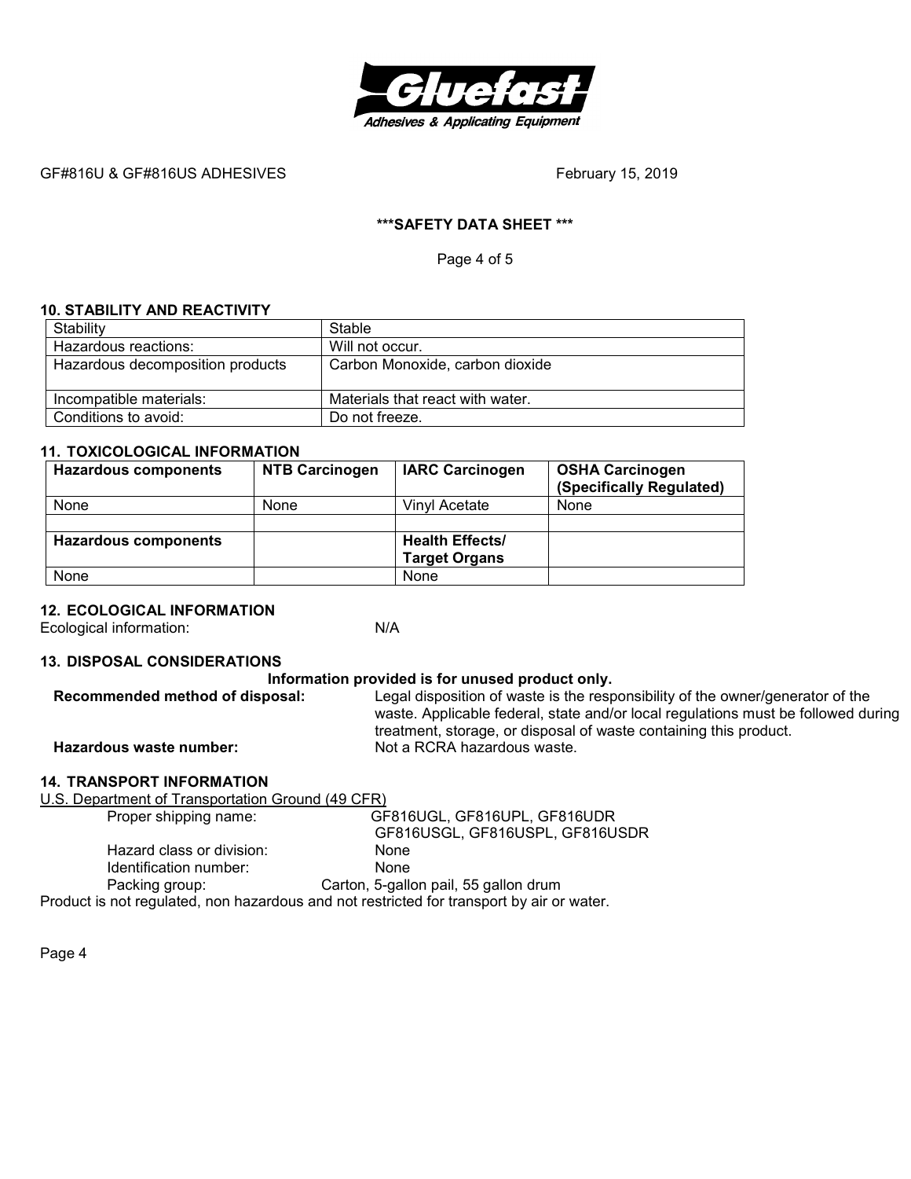## 10. STABILITY AND REACTIVITY

| Stability | Stable |
|---|---|
| Hazardous reactions: | Will not occur. |
| Hazardous decomposition products | Carbon Monoxide, carbon dioxide |
| Incompatible materials: | Materials that react with water. |
| Conditions to avoid: | Do not freeze. |

## 11. TOXICOLOGICAL INFORMATION

| **Hazardous components** | **NTB Carcinogen** | **IARC Carcinogen** | **OSHA Carcinogen (Specifically Regulated)** |
|---|---|---|---|
| None | None | Vinyl Acetate | None |
| | | | |
| **Hazardous components** | | **Health Effects/ Target Organs** | |
| None | | None | |

## 12. ECOLOGICAL INFORMATION

Ecological information: N/A

## 13. DISPOSAL CONSIDERATIONS

**Information provided is for unused product only.**

**Recommended method of disposal:** Legal disposition of waste is the responsibility of the owner/generator of the waste. Applicable federal, state and/or local regulations must be followed during treatment, storage, or disposal of waste containing this product.

**Hazardous waste number:** Not a RCRA hazardous waste.

## 14. TRANSPORT INFORMATION

U.S. Department of Transportation Ground (49 CFR)

- Proper shipping name: GF816UGL, GF816UPL, GF816UDR
  GF816USGL, GF816USPL, GF816USDR
- Hazard class or division: None
- Identification number: None
- Packing group: Carton, 5-gallon pail, 55 gallon drum

Product is not regulated, non hazardous and not restricted for transport by air or water.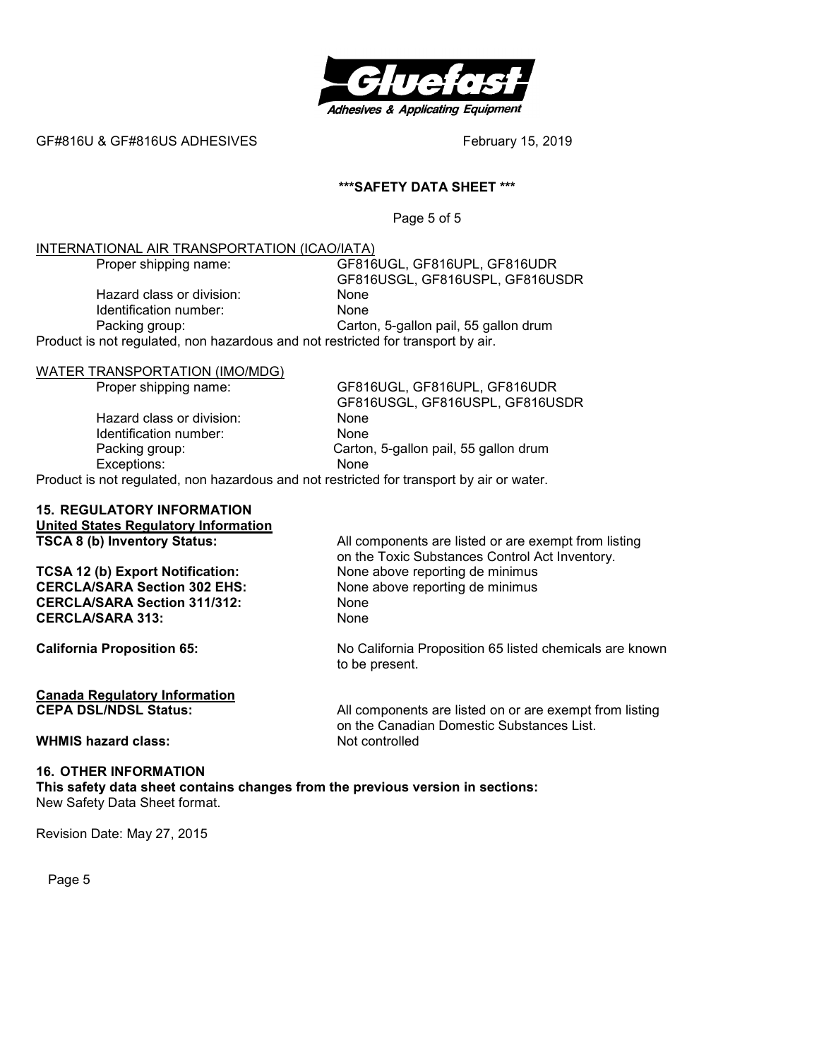***SAFETY DATA SHEET ***

INTERNATIONAL AIR TRANSPORTATION (ICAO/IATA)

| | |
|---|---|
| Proper shipping name: | GF816UGL, GF816UPL, GF816UDR<br>GF816USGL, GF816USPL, GF816USDR |
| Hazard class or division: | None |
| Identification number: | None |
| Packing group: | Carton, 5-gallon pail, 55 gallon drum |

Product is not regulated, non hazardous and not restricted for transport by air.

WATER TRANSPORTATION (IMO/MDG)

| | |
|---|---|
| Proper shipping name: | GF816UGL, GF816UPL, GF816UDR<br>GF816USGL, GF816USPL, GF816USDR |
| Hazard class or division: | None |
| Identification number: | None |
| Packing group: | Carton, 5-gallon pail, 55 gallon drum |
| Exceptions: | None |

Product is not regulated, non hazardous and not restricted for transport by air or water.

## 15. REGULATORY INFORMATION

**United States Regulatory Information**

| | |
|---|---|
| **TSCA 8 (b) Inventory Status:** | All components are listed or are exempt from listing on the Toxic Substances Control Act Inventory. |
| **TCSA 12 (b) Export Notification:** | None above reporting de minimus |
| **CERCLA/SARA Section 302 EHS:** | None above reporting de minimus |
| **CERCLA/SARA Section 311/312:** | None |
| **CERCLA/SARA 313:** | None |
| **California Proposition 65:** | No California Proposition 65 listed chemicals are known to be present. |

**Canada Regulatory Information**

| | |
|---|---|
| **CEPA DSL/NDSL Status:** | All components are listed on or are exempt from listing on the Canadian Domestic Substances List. |
| **WHMIS hazard class:** | Not controlled |

## 16. OTHER INFORMATION

**This safety data sheet contains changes from the previous version in sections:**
New Safety Data Sheet format.

Revision Date: May 27, 2015